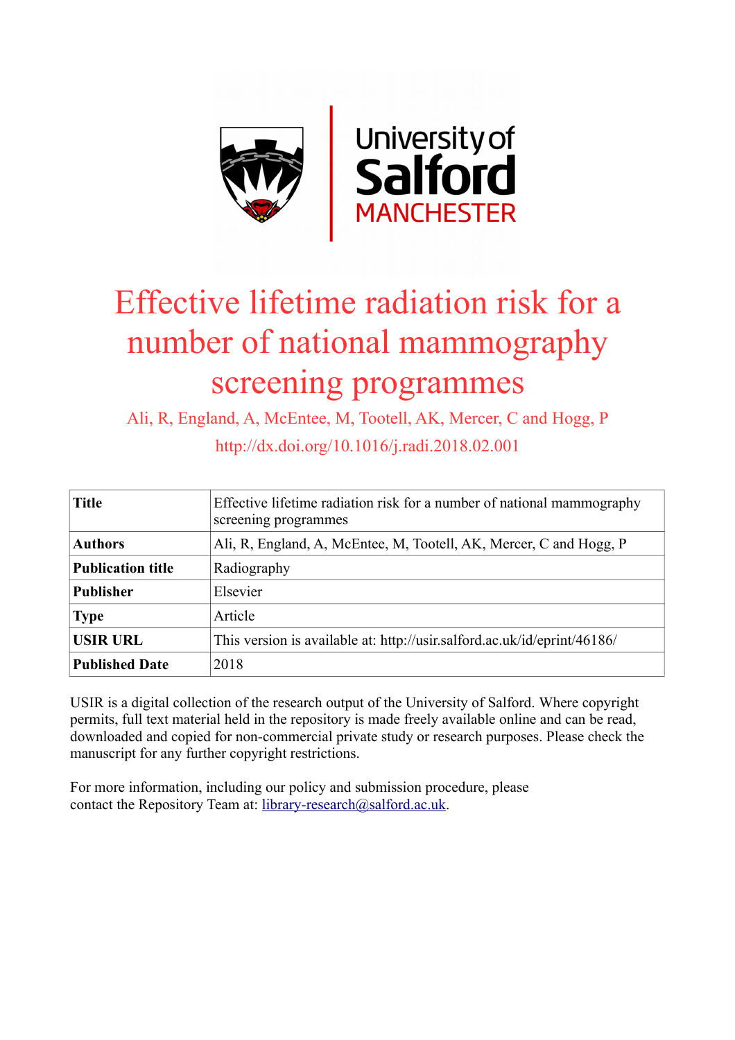University of Salford MANCHESTER

# Effective lifetime radiation risk for a number of national mammography screening programmes

Ali, R, England, A, McEntee, M, Tootell, AK, Mercer, C and Hogg, P

http://dx.doi.org/10.1016/j.radi.2018.02.001

| Title | Effective lifetime radiation risk for a number of national mammography screening programmes |
| --- | --- |
| Authors | Ali, R, England, A, McEntee, M, Tootell, AK, Mercer, C and Hogg, P |
| Publication title | Radiography |
| Publisher | Elsevier |
| Type | Article |
| USIR URL | This version is available at: http://usir.salford.ac.uk/id/eprint/46186/ |
| Published Date | 2018 |

USIR is a digital collection of the research output of the University of Salford. Where copyright permits, full text material held in the repository is made freely available online and can be read, downloaded and copied for non-commercial private study or research purposes. Please check the manuscript for any further copyright restrictions.

For more information, including our policy and submission procedure, please contact the Repository Team at: library-research@salford.ac.uk.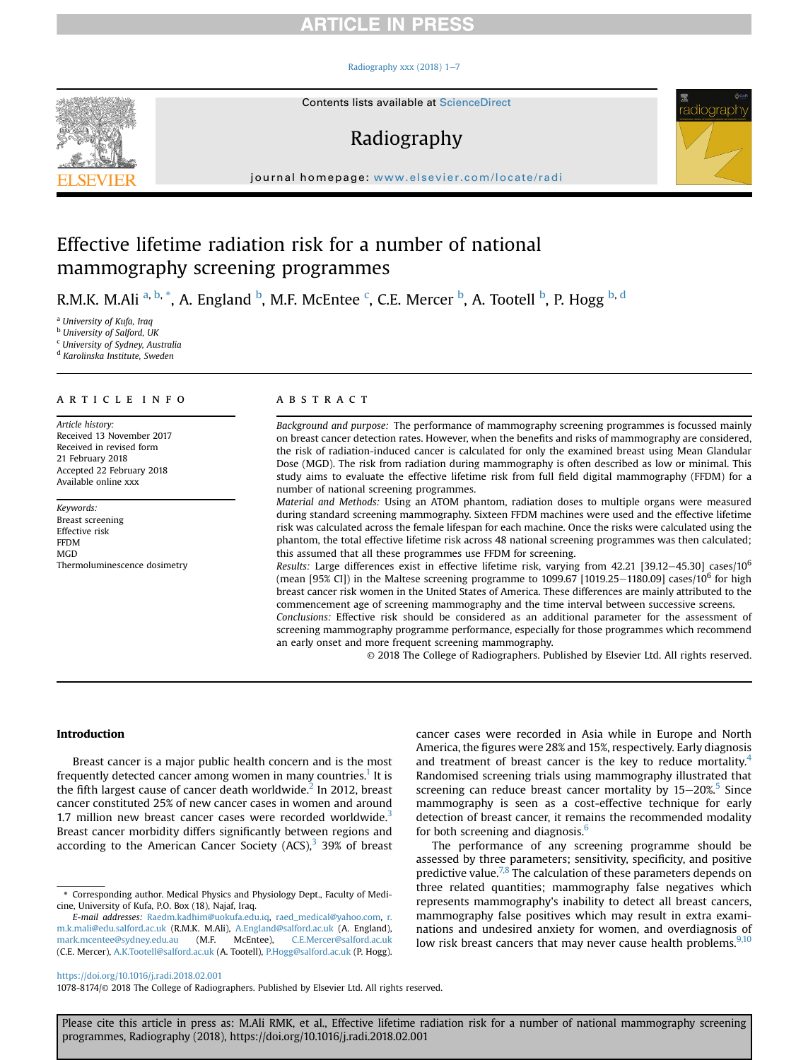# Effective lifetime radiation risk for a number of national mammography screening programmes

R.M.K. M.Ali [a, b, *], A. England [b], M.F. McEntee [c], C.E. Mercer [b], A. Tootell [b], P. Hogg [b, d]

[a] University of Kufa, Iraq
[b] University of Salford, UK
[c] University of Sydney, Australia
[d] Karolinska Institute, Sweden

## ARTICLE INFO

*Article history:*
Received 13 November 2017
Received in revised form
21 February 2018
Accepted 22 February 2018
Available online xxx

*Keywords:*
Breast screening
Effective risk
FFDM
MGD
Thermoluminescence dosimetry

## ABSTRACT

*Background and purpose:* The performance of mammography screening programmes is focussed mainly on breast cancer detection rates. However, when the benefits and risks of mammography are considered, the risk of radiation-induced cancer is calculated for only the examined breast using Mean Glandular Dose (MGD). The risk from radiation during mammography is often described as low or minimal. This study aims to evaluate the effective lifetime risk from full field digital mammography (FFDM) for a number of national screening programmes.

*Material and Methods:* Using an ATOM phantom, radiation doses to multiple organs were measured during standard screening mammography. Sixteen FFDM machines were used and the effective lifetime risk was calculated across the female lifespan for each machine. Once the risks were calculated using the phantom, the total effective lifetime risk across 48 national screening programmes was then calculated; this assumed that all these programmes use FFDM for screening.

*Results:* Large differences exist in effective lifetime risk, varying from 42.21 [39.12–45.30] cases/$10^6$ (mean [95% CI]) in the Maltese screening programme to 1099.67 [1019.25–1180.09] cases/$10^6$ for high breast cancer risk women in the United States of America. These differences are mainly attributed to the commencement age of screening mammography and the time interval between successive screens.

*Conclusions:* Effective risk should be considered as an additional parameter for the assessment of screening mammography programme performance, especially for those programmes which recommend an early onset and more frequent screening mammography.

© 2018 The College of Radiographers. Published by Elsevier Ltd. All rights reserved.

## Introduction

Breast cancer is a major public health concern and is the most frequently detected cancer among women in many countries.[1] It is the fifth largest cause of cancer death worldwide.[2] In 2012, breast cancer constituted 25% of new cancer cases in women and around 1.7 million new breast cancer cases were recorded worldwide.[3] Breast cancer morbidity differs significantly between regions and according to the American Cancer Society (ACS),[3] 39% of breast cancer cases were recorded in Asia while in Europe and North America, the figures were 28% and 15%, respectively. Early diagnosis and treatment of breast cancer is the key to reduce mortality.[4] Randomised screening trials using mammography illustrated that screening can reduce breast cancer mortality by 15–20%.[5] Since mammography is seen as a cost-effective technique for early detection of breast cancer, it remains the recommended modality for both screening and diagnosis.[6]

The performance of any screening programme should be assessed by three parameters; sensitivity, specificity, and positive predictive value.[7,8] The calculation of these parameters depends on three related quantities; mammography false negatives which represents mammography's inability to detect all breast cancers, mammography false positives which may result in extra examinations and undesired anxiety for women, and overdiagnosis of low risk breast cancers that may never cause health problems.[9,10]

\* Corresponding author. Medical Physics and Physiology Dept., Faculty of Medicine, University of Kufa, P.O. Box (18), Najaf, Iraq.

*E-mail addresses:* Raedm.kadhim@uokufa.edu.iq, raed_medical@yahoo.com, r.m.k.mali@edu.salford.ac.uk (R.M.K. M.Ali), A.England@salford.ac.uk (A. England), mark.mcentee@sydney.edu.au (M.F. McEntee), C.E.Mercer@salford.ac.uk (C.E. Mercer), A.K.Tootell@salford.ac.uk (A. Tootell), P.Hogg@salford.ac.uk (P. Hogg).

https://doi.org/10.1016/j.radi.2018.02.001
1078-8174/© 2018 The College of Radiographers. Published by Elsevier Ltd. All rights reserved.

Please cite this article in press as: M.Ali RMK, et al., Effective lifetime radiation risk for a number of national mammography screening programmes, Radiography (2018), https://doi.org/10.1016/j.radi.2018.02.001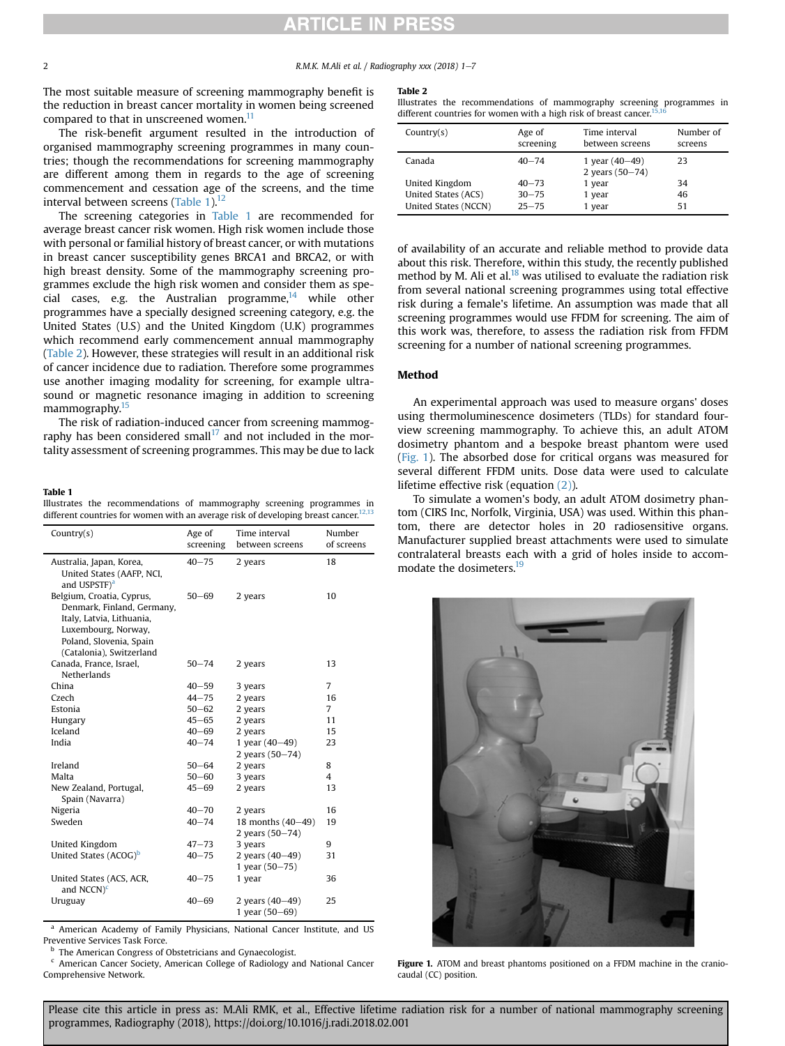The most suitable measure of screening mammography benefit is the reduction in breast cancer mortality in women being screened compared to that in unscreened women.[11]

The risk-benefit argument resulted in the introduction of organised mammography screening programmes in many countries; though the recommendations for screening mammography are different among them in regards to the age of screening commencement and cessation age of the screens, and the time interval between screens (Table 1).[12]

The screening categories in Table 1 are recommended for average breast cancer risk women. High risk women include those with personal or familial history of breast cancer, or with mutations in breast cancer susceptibility genes BRCA1 and BRCA2, or with high breast density. Some of the mammography screening programmes exclude the high risk women and consider them as special cases, e.g. the Australian programme,[14] while other programmes have a specially designed screening category, e.g. the United States (U.S) and the United Kingdom (U.K) programmes which recommend early commencement annual mammography (Table 2). However, these strategies will result in an additional risk of cancer incidence due to radiation. Therefore some programmes use another imaging modality for screening, for example ultrasound or magnetic resonance imaging in addition to screening mammography.[15]

The risk of radiation-induced cancer from screening mammography has been considered small[17] and not included in the mortality assessment of screening programmes. This may be due to lack of availability of an accurate and reliable method to provide data about this risk. Therefore, within this study, the recently published method by M. Ali et al.[18] was utilised to evaluate the radiation risk from several national screening programmes using total effective risk during a female's lifetime. An assumption was made that all screening programmes would use FFDM for screening. The aim of this work was, therefore, to assess the radiation risk from FFDM screening for a number of national screening programmes.

**Table 1**
Illustrates the recommendations of mammography screening programmes in different countries for women with an average risk of developing breast cancer.[12,13]

| Country(s) | Age of screening | Time interval between screens | Number of screens |
|---|---|---|---|
| Australia, Japan, Korea, United States (AAFP, NCI, and USPSTF)[a] | 40–75 | 2 years | 18 |
| Belgium, Croatia, Cyprus, Denmark, Finland, Germany, Italy, Latvia, Lithuania, Luxembourg, Norway, Poland, Slovenia, Spain (Catalonia), Switzerland | 50–69 | 2 years | 10 |
| Canada, France, Israel, Netherlands | 50–74 | 2 years | 13 |
| China | 40–59 | 3 years | 7 |
| Czech | 44–75 | 2 years | 16 |
| Estonia | 50–62 | 2 years | 7 |
| Hungary | 45–65 | 2 years | 11 |
| Iceland | 40–69 | 2 years | 15 |
| India | 40–74 | 1 year (40–49) 2 years (50–74) | 23 |
| Ireland | 50–64 | 2 years | 8 |
| Malta | 50–60 | 3 years | 4 |
| New Zealand, Portugal, Spain (Navarra) | 45–69 | 2 years | 13 |
| Nigeria | 40–70 | 2 years | 16 |
| Sweden | 40–74 | 18 months (40–49) 2 years (50–74) | 19 |
| United Kingdom | 47–73 | 3 years | 9 |
| United States (ACOG)[b] | 40–75 | 2 years (40–49) 1 year (50–75) | 31 |
| United States (ACS, ACR, and NCCN)[c] | 40–75 | 1 year | 36 |
| Uruguay | 40–69 | 2 years (40–49) 1 year (50–69) | 25 |

[a] American Academy of Family Physicians, National Cancer Institute, and US Preventive Services Task Force.
[b] The American Congress of Obstetricians and Gynaecologist.
[c] American Cancer Society, American College of Radiology and National Cancer Comprehensive Network.

**Table 2**
Illustrates the recommendations of mammography screening programmes in different countries for women with a high risk of breast cancer.[15,16]

| Country(s) | Age of screening | Time interval between screens | Number of screens |
|---|---|---|---|
| Canada | 40–74 | 1 year (40–49) 2 years (50–74) | 23 |
| United Kingdom | 40–73 | 1 year | 34 |
| United States (ACS) | 30–75 | 1 year | 46 |
| United States (NCCN) | 25–75 | 1 year | 51 |

## Method

An experimental approach was used to measure organs' doses using thermoluminescence dosimeters (TLDs) for standard four-view screening mammography. To achieve this, an adult ATOM dosimetry phantom and a bespoke breast phantom were used (Fig. 1). The absorbed dose for critical organs was measured for several different FFDM units. Dose data were used to calculate lifetime effective risk (equation (2)).

To simulate a women's body, an adult ATOM dosimetry phantom (CIRS Inc, Norfolk, Virginia, USA) was used. Within this phantom, there are detector holes in 20 radiosensitive organs. Manufacturer supplied breast attachments were used to simulate contralateral breasts each with a grid of holes inside to accommodate the dosimeters.[19]

**Figure 1.** ATOM and breast phantoms positioned on a FFDM machine in the cranio-caudal (CC) position.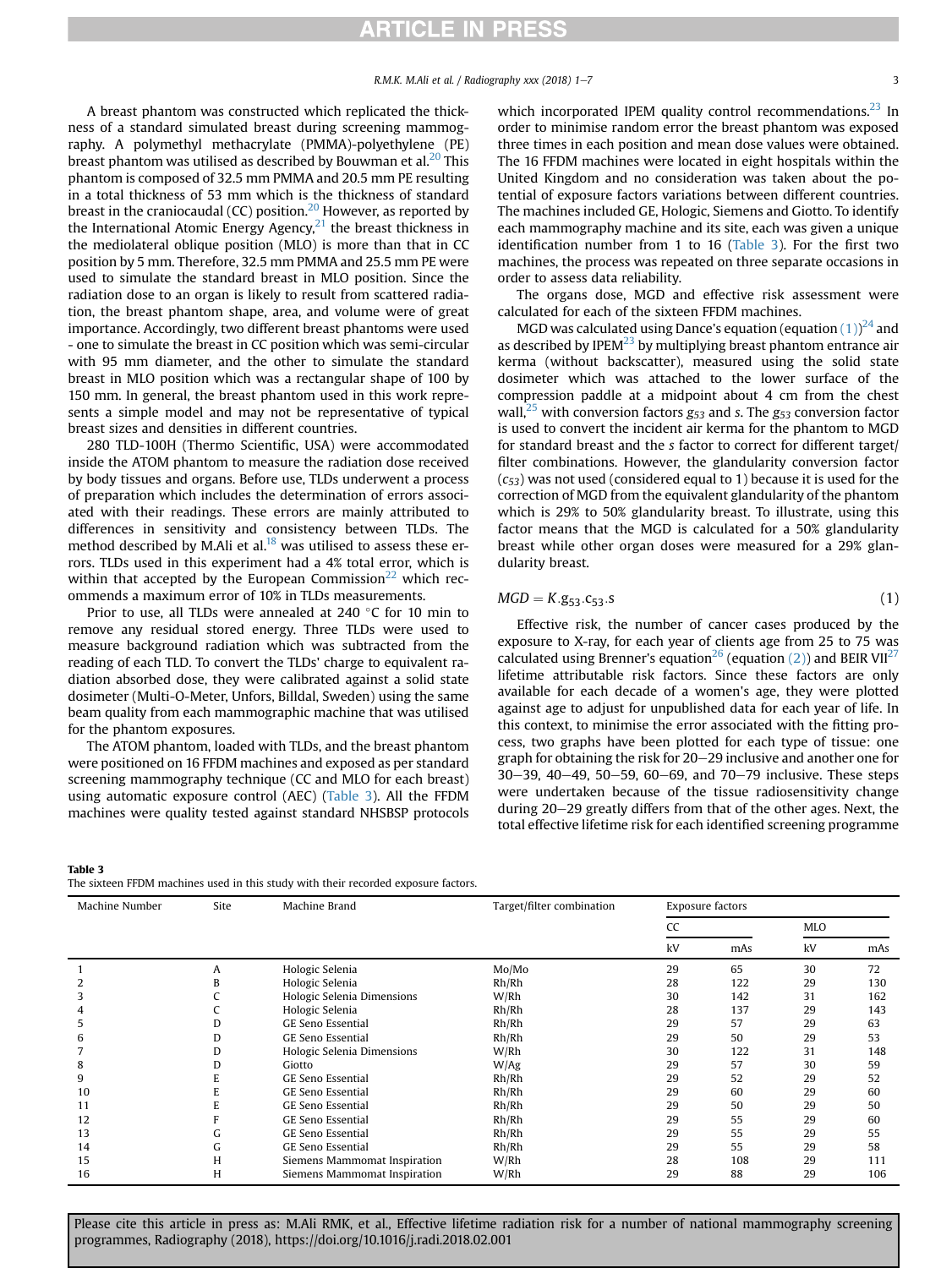A breast phantom was constructed which replicated the thickness of a standard simulated breast during screening mammography. A polymethyl methacrylate (PMMA)-polyethylene (PE) breast phantom was utilised as described by Bouwman et al.[20] This phantom is composed of 32.5 mm PMMA and 20.5 mm PE resulting in a total thickness of 53 mm which is the thickness of standard breast in the craniocaudal (CC) position.[20] However, as reported by the International Atomic Energy Agency,[21] the breast thickness in the mediolateral oblique position (MLO) is more than that in CC position by 5 mm. Therefore, 32.5 mm PMMA and 25.5 mm PE were used to simulate the standard breast in MLO position. Since the radiation dose to an organ is likely to result from scattered radiation, the breast phantom shape, area, and volume were of great importance. Accordingly, two different breast phantoms were used - one to simulate the breast in CC position which was semi-circular with 95 mm diameter, and the other to simulate the standard breast in MLO position which was a rectangular shape of 100 by 150 mm. In general, the breast phantom used in this work represents a simple model and may not be representative of typical breast sizes and densities in different countries.

280 TLD-100H (Thermo Scientific, USA) were accommodated inside the ATOM phantom to measure the radiation dose received by body tissues and organs. Before use, TLDs underwent a process of preparation which includes the determination of errors associated with their readings. These errors are mainly attributed to differences in sensitivity and consistency between TLDs. The method described by M.Ali et al.[18] was utilised to assess these errors. TLDs used in this experiment had a 4% total error, which is within that accepted by the European Commission[22] which recommends a maximum error of 10% in TLDs measurements.

Prior to use, all TLDs were annealed at 240 °C for 10 min to remove any residual stored energy. Three TLDs were used to measure background radiation which was subtracted from the reading of each TLD. To convert the TLDs' charge to equivalent radiation absorbed dose, they were calibrated against a solid state dosimeter (Multi-O-Meter, Unfors, Billdal, Sweden) using the same beam quality from each mammographic machine that was utilised for the phantom exposures.

The ATOM phantom, loaded with TLDs, and the breast phantom were positioned on 16 FFDM machines and exposed as per standard screening mammography technique (CC and MLO for each breast) using automatic exposure control (AEC) (Table 3). All the FFDM machines were quality tested against standard NHSBSP protocols which incorporated IPEM quality control recommendations.[23] In order to minimise random error the breast phantom was exposed three times in each position and mean dose values were obtained. The 16 FFDM machines were located in eight hospitals within the United Kingdom and no consideration was taken about the potential of exposure factors variations between different countries. The machines included GE, Hologic, Siemens and Giotto. To identify each mammography machine and its site, each was given a unique identification number from 1 to 16 (Table 3). For the first two machines, the process was repeated on three separate occasions in order to assess data reliability.

The organs dose, MGD and effective risk assessment were calculated for each of the sixteen FFDM machines.

MGD was calculated using Dance's equation (equation (1))[24] and as described by IPEM[23] by multiplying breast phantom entrance air kerma (without backscatter), measured using the solid state dosimeter which was attached to the lower surface of the compression paddle at a midpoint about 4 cm from the chest wall,[25] with conversion factors $g_{53}$ and $s$. The $g_{53}$ conversion factor is used to convert the incident air kerma for the phantom to MGD for standard breast and the $s$ factor to correct for different target/filter combinations. However, the glandularity conversion factor ($c_{53}$) was not used (considered equal to 1) because it is used for the correction of MGD from the equivalent glandularity of the phantom which is 29% to 50% glandularity breast. To illustrate, using this factor means that the MGD is calculated for a 50% glandularity breast while other organ doses were measured for a 29% glandularity breast.

$$MGD = K.g_{53}.c_{53}.s \tag{1}$$

Effective risk, the number of cancer cases produced by the exposure to X-ray, for each year of clients age from 25 to 75 was calculated using Brenner's equation[26] (equation (2)) and BEIR VII[27] lifetime attributable risk factors. Since these factors are only available for each decade of a women's age, they were plotted against age to adjust for unpublished data for each year of life. In this context, to minimise the error associated with the fitting process, two graphs have been plotted for each type of tissue: one graph for obtaining the risk for 20–29 inclusive and another one for 30–39, 40–49, 50–59, 60–69, and 70–79 inclusive. These steps were undertaken because of the tissue radiosensitivity change during 20–29 greatly differs from that of the other ages. Next, the total effective lifetime risk for each identified screening programme

**Table 3**
The sixteen FFDM machines used in this study with their recorded exposure factors.

| Machine Number | Site | Machine Brand | Target/filter combination | Exposure factors | | | |
|---|---|---|---|---|---|---|---|
| | | | | CC | | MLO | |
| | | | | kV | mAs | kV | mAs |
| 1 | A | Hologic Selenia | Mo/Mo | 29 | 65 | 30 | 72 |
| 2 | B | Hologic Selenia | Rh/Rh | 28 | 122 | 29 | 130 |
| 3 | C | Hologic Selenia Dimensions | W/Rh | 30 | 142 | 31 | 162 |
| 4 | C | Hologic Selenia | Rh/Rh | 28 | 137 | 29 | 143 |
| 5 | D | GE Seno Essential | Rh/Rh | 29 | 57 | 29 | 63 |
| 6 | D | GE Seno Essential | Rh/Rh | 29 | 50 | 29 | 53 |
| 7 | D | Hologic Selenia Dimensions | W/Rh | 30 | 122 | 31 | 148 |
| 8 | D | Giotto | W/Ag | 29 | 57 | 30 | 59 |
| 9 | E | GE Seno Essential | Rh/Rh | 29 | 52 | 29 | 52 |
| 10 | E | GE Seno Essential | Rh/Rh | 29 | 60 | 29 | 60 |
| 11 | E | GE Seno Essential | Rh/Rh | 29 | 50 | 29 | 50 |
| 12 | F | GE Seno Essential | Rh/Rh | 29 | 55 | 29 | 60 |
| 13 | G | GE Seno Essential | Rh/Rh | 29 | 55 | 29 | 55 |
| 14 | G | GE Seno Essential | Rh/Rh | 29 | 55 | 29 | 58 |
| 15 | H | Siemens Mammomat Inspiration | W/Rh | 28 | 108 | 29 | 111 |
| 16 | H | Siemens Mammomat Inspiration | W/Rh | 29 | 88 | 29 | 106 |

Please cite this article in press as: M.Ali RMK, et al., Effective lifetime radiation risk for a number of national mammography screening programmes, Radiography (2018), https://doi.org/10.1016/j.radi.2018.02.001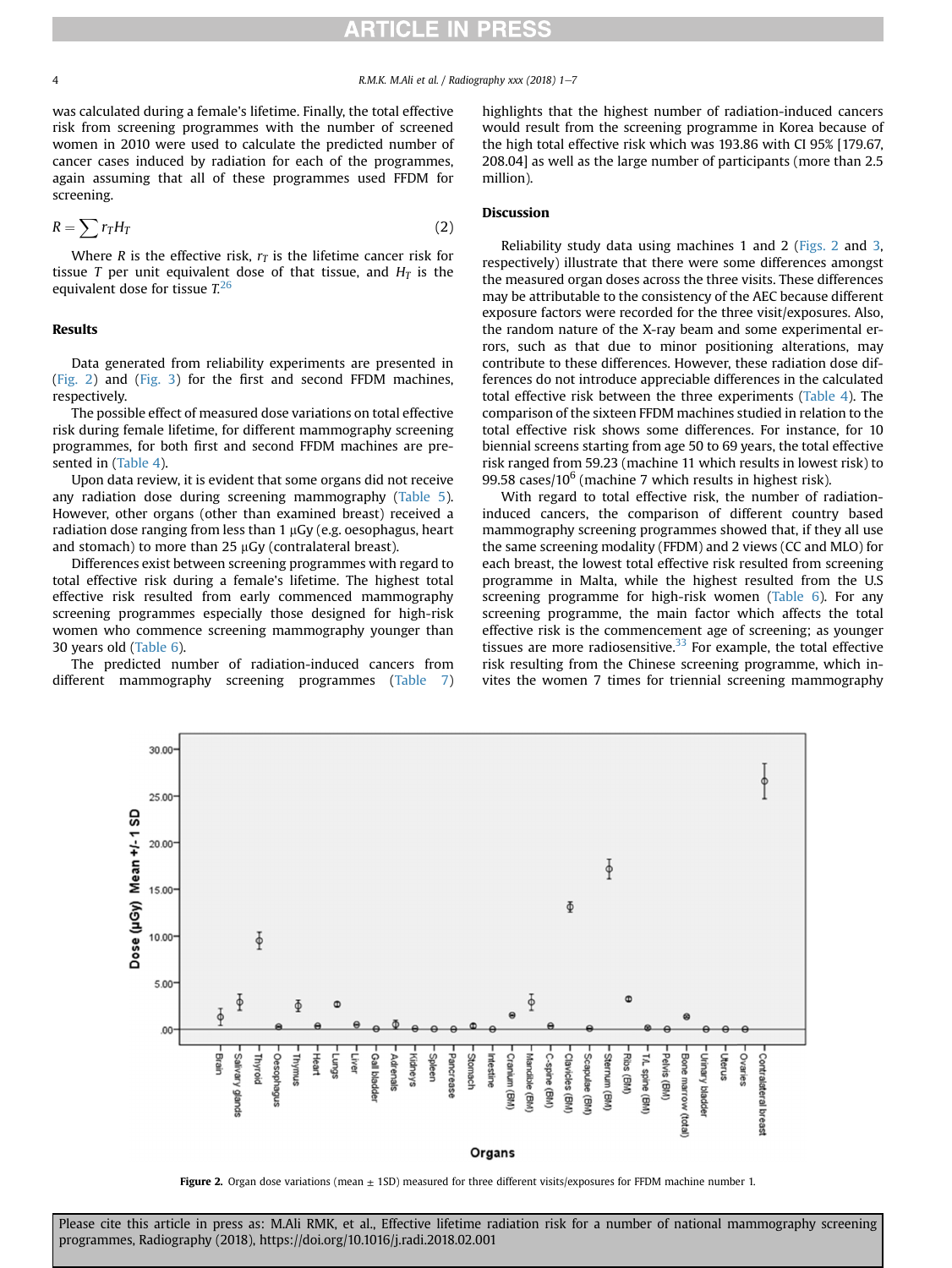was calculated during a female's lifetime. Finally, the total effective risk from screening programmes with the number of screened women in 2010 were used to calculate the predicted number of cancer cases induced by radiation for each of the programmes, again assuming that all of these programmes used FFDM for screening.

$$R = \sum r_T H_T \tag{2}$$

Where $R$ is the effective risk, $r_T$ is the lifetime cancer risk for tissue $T$ per unit equivalent dose of that tissue, and $H_T$ is the equivalent dose for tissue $T$.[26]

## Results

Data generated from reliability experiments are presented in (Fig. 2) and (Fig. 3) for the first and second FFDM machines, respectively.

The possible effect of measured dose variations on total effective risk during female lifetime, for different mammography screening programmes, for both first and second FFDM machines are presented in (Table 4).

Upon data review, it is evident that some organs did not receive any radiation dose during screening mammography (Table 5). However, other organs (other than examined breast) received a radiation dose ranging from less than 1 μGy (e.g. oesophagus, heart and stomach) to more than 25 μGy (contralateral breast).

Differences exist between screening programmes with regard to total effective risk during a female's lifetime. The highest total effective risk resulted from early commenced mammography screening programmes especially those designed for high-risk women who commence screening mammography younger than 30 years old (Table 6).

The predicted number of radiation-induced cancers from different mammography screening programmes (Table 7) highlights that the highest number of radiation-induced cancers would result from the screening programme in Korea because of the high total effective risk which was 193.86 with CI 95% [179.67, 208.04] as well as the large number of participants (more than 2.5 million).

## Discussion

Reliability study data using machines 1 and 2 (Figs. 2 and 3, respectively) illustrate that there were some differences amongst the measured organ doses across the three visits. These differences may be attributable to the consistency of the AEC because different exposure factors were recorded for the three visit/exposures. Also, the random nature of the X-ray beam and some experimental errors, such as that due to minor positioning alterations, may contribute to these differences. However, these radiation dose differences do not introduce appreciable differences in the calculated total effective risk between the three experiments (Table 4). The comparison of the sixteen FFDM machines studied in relation to the total effective risk shows some differences. For instance, for 10 biennial screens starting from age 50 to 69 years, the total effective risk ranged from 59.23 (machine 11 which results in lowest risk) to 99.58 cases/$10^6$ (machine 7 which results in highest risk).

With regard to total effective risk, the number of radiation-induced cancers, the comparison of different country based mammography screening programmes showed that, if they all use the same screening modality (FFDM) and 2 views (CC and MLO) for each breast, the lowest total effective risk resulted from screening programme in Malta, while the highest resulted from the U.S screening programme for high-risk women (Table 6). For any screening programme, the main factor which affects the total effective risk is the commencement age of screening; as younger tissues are more radiosensitive.[33] For example, the total effective risk resulting from the Chinese screening programme, which invites the women 7 times for triennial screening mammography

**Figure 2.** Organ dose variations (mean ± 1SD) measured for three different visits/exposures for FFDM machine number 1.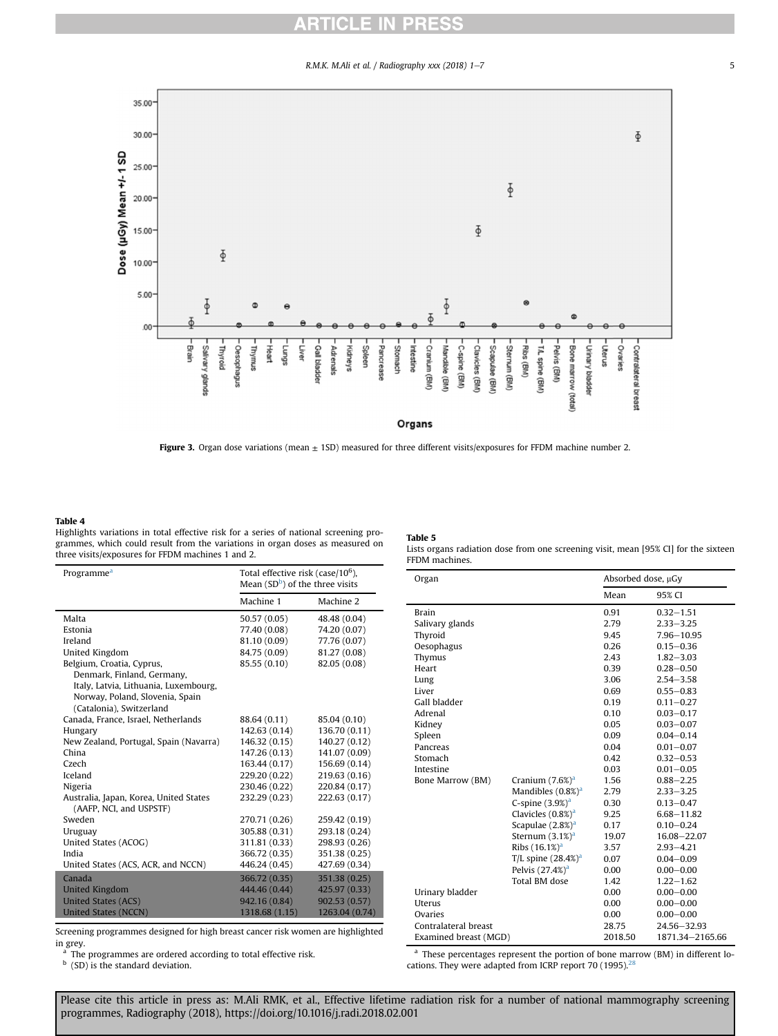**Figure 3.** Organ dose variations (mean ± 1SD) measured for three different visits/exposures for FFDM machine number 2.

**Table 4**
Highlights variations in total effective risk for a series of national screening programmes, which could result from the variations in organ doses as measured on three visits/exposures for FFDM machines 1 and 2.

| Programme[a] | Total effective risk (case/$10^6$), Mean (SD[b]) of the three visits | |
|---|---|---|
| | Machine 1 | Machine 2 |
| Malta | 50.57 (0.05) | 48.48 (0.04) |
| Estonia | 77.40 (0.08) | 74.20 (0.07) |
| Ireland | 81.10 (0.09) | 77.76 (0.07) |
| United Kingdom | 84.75 (0.09) | 81.27 (0.08) |
| Belgium, Croatia, Cyprus, Denmark, Finland, Germany, Italy, Latvia, Lithuania, Luxembourg, Norway, Poland, Slovenia, Spain (Catalonia), Switzerland | 85.55 (0.10) | 82.05 (0.08) |
| Canada, France, Israel, Netherlands | 88.64 (0.11) | 85.04 (0.10) |
| Hungary | 142.63 (0.14) | 136.70 (0.11) |
| New Zealand, Portugal, Spain (Navarra) | 146.32 (0.15) | 140.27 (0.12) |
| China | 147.26 (0.13) | 141.07 (0.09) |
| Czech | 163.44 (0.17) | 156.69 (0.14) |
| Iceland | 229.20 (0.22) | 219.63 (0.16) |
| Nigeria | 230.46 (0.22) | 220.84 (0.17) |
| Australia, Japan, Korea, United States (AAFP, NCI, and USPSTF) | 232.29 (0.23) | 222.63 (0.17) |
| Sweden | 270.71 (0.26) | 259.42 (0.19) |
| Uruguay | 305.88 (0.31) | 293.18 (0.24) |
| United States (ACOG) | 311.81 (0.33) | 298.93 (0.26) |
| India | 366.72 (0.35) | 351.38 (0.25) |
| United States (ACS, ACR, and NCCN) | 446.24 (0.45) | 427.69 (0.34) |
| Canada | 366.72 (0.35) | 351.38 (0.25) |
| United Kingdom | 444.46 (0.44) | 425.97 (0.33) |
| United States (ACS) | 942.16 (0.84) | 902.53 (0.57) |
| United States (NCCN) | 1318.68 (1.15) | 1263.04 (0.74) |

Screening programmes designed for high breast cancer risk women are highlighted in grey.

[a] The programmes are ordered according to total effective risk.

[b] (SD) is the standard deviation.

**Table 5**
Lists organs radiation dose from one screening visit, mean [95% CI] for the sixteen FFDM machines.

| Organ | | Absorbed dose, μGy | |
|---|---|---|---|
| | | Mean | 95% CI |
| Brain | | 0.91 | 0.32–1.51 |
| Salivary glands | | 2.79 | 2.33–3.25 |
| Thyroid | | 9.45 | 7.96–10.95 |
| Oesophagus | | 0.26 | 0.15–0.36 |
| Thymus | | 2.43 | 1.82–3.03 |
| Heart | | 0.39 | 0.28–0.50 |
| Lung | | 3.06 | 2.54–3.58 |
| Liver | | 0.69 | 0.55–0.83 |
| Gall bladder | | 0.19 | 0.11–0.27 |
| Adrenal | | 0.10 | 0.03–0.17 |
| Kidney | | 0.05 | 0.03–0.07 |
| Spleen | | 0.09 | 0.04–0.14 |
| Pancreas | | 0.04 | 0.01–0.07 |
| Stomach | | 0.42 | 0.32–0.53 |
| Intestine | | 0.03 | 0.01–0.05 |
| Bone Marrow (BM) | Cranium (7.6%)[a] | 1.56 | 0.88–2.25 |
| | Mandibles (0.8%)[a] | 2.79 | 2.33–3.25 |
| | C-spine (3.9%)[a] | 0.30 | 0.13–0.47 |
| | Clavicles (0.8%)[a] | 9.25 | 6.68–11.82 |
| | Scapulae (2.8%)[a] | 0.17 | 0.10–0.24 |
| | Sternum (3.1%)[a] | 19.07 | 16.08–22.07 |
| | Ribs (16.1%)[a] | 3.57 | 2.93–4.21 |
| | T/L spine (28.4%)[a] | 0.07 | 0.04–0.09 |
| | Pelvis (27.4%)[a] | 0.00 | 0.00–0.00 |
| | Total BM dose | 1.42 | 1.22–1.62 |
| Urinary bladder | | 0.00 | 0.00–0.00 |
| Uterus | | 0.00 | 0.00–0.00 |
| Ovaries | | 0.00 | 0.00–0.00 |
| Contralateral breast | | 28.75 | 24.56–32.93 |
| Examined breast (MGD) | | 2018.50 | 1871.34–2165.66 |

[a] These percentages represent the portion of bone marrow (BM) in different locations. They were adapted from ICRP report 70 (1995).[28]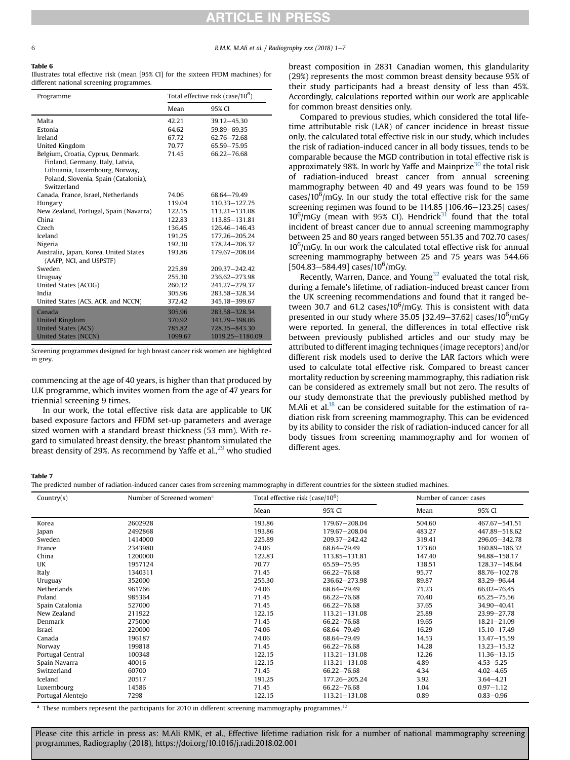**Table 6**

Illustrates total effective risk (mean [95% CI] for the sixteen FFDM machines) for different national screening programmes.

| Programme | Total effective risk (case/$10^6$) | |
|---|---|---|
| | Mean | 95% CI |
| Malta | 42.21 | 39.12–45.30 |
| Estonia | 64.62 | 59.89–69.35 |
| Ireland | 67.72 | 62.76–72.68 |
| United Kingdom | 70.77 | 65.59–75.95 |
| Belgium, Croatia, Cyprus, Denmark, Finland, Germany, Italy, Latvia, Lithuania, Luxembourg, Norway, Poland, Slovenia, Spain (Catalonia), Switzerland | 71.45 | 66.22–76.68 |
| Canada, France, Israel, Netherlands | 74.06 | 68.64–79.49 |
| Hungary | 119.04 | 110.33–127.75 |
| New Zealand, Portugal, Spain (Navarra) | 122.15 | 113.21–131.08 |
| China | 122.83 | 113.85–131.81 |
| Czech | 136.45 | 126.46–146.43 |
| Iceland | 191.25 | 177.26–205.24 |
| Nigeria | 192.30 | 178.24–206.37 |
| Australia, Japan, Korea, United States (AAFP, NCI, and USPSTF) | 193.86 | 179.67–208.04 |
| Sweden | 225.89 | 209.37–242.42 |
| Uruguay | 255.30 | 236.62–273.98 |
| United States (ACOG) | 260.32 | 241.27–279.37 |
| India | 305.96 | 283.58–328.34 |
| United States (ACS, ACR, and NCCN) | 372.42 | 345.18–399.67 |
| Canada | 305.96 | 283.58–328.34 |
| United Kingdom | 370.92 | 343.79–398.06 |
| United States (ACS) | 785.82 | 728.35–843.30 |
| United States (NCCN) | 1099.67 | 1019.25–1180.09 |

Screening programmes designed for high breast cancer risk women are highlighted in grey.

commencing at the age of 40 years, is higher than that produced by U.K programme, which invites women from the age of 47 years for triennial screening 9 times.

In our work, the total effective risk data are applicable to UK based exposure factors and FFDM set-up parameters and average sized women with a standard breast thickness (53 mm). With regard to simulated breast density, the breast phantom simulated the breast density of 29%. As recommend by Yaffe et al.,[29] who studied breast composition in 2831 Canadian women, this glandularity (29%) represents the most common breast density because 95% of their study participants had a breast density of less than 45%. Accordingly, calculations reported within our work are applicable for common breast densities only.

Compared to previous studies, which considered the total lifetime attributable risk (LAR) of cancer incidence in breast tissue only, the calculated total effective risk in our study, which includes the risk of radiation-induced cancer in all body tissues, tends to be comparable because the MGD contribution in total effective risk is approximately 98%. In work by Yaffe and Mainprize[30] the total risk of radiation-induced breast cancer from annual screening mammography between 40 and 49 years was found to be 159 cases/$10^6$/mGy. In our study the total effective risk for the same screening regimen was found to be 114.85 [106.46–123.25] cases/$10^6$/mGy (mean with 95% CI). Hendrick[31] found that the total incident of breast cancer due to annual screening mammography between 25 and 80 years ranged between 551.35 and 702.70 cases/$10^6$/mGy. In our work the calculated total effective risk for annual screening mammography between 25 and 75 years was 544.66 [504.83–584.49] cases/$10^6$/mGy.

Recently, Warren, Dance, and Young[32] evaluated the total risk, during a female's lifetime, of radiation-induced breast cancer from the UK screening recommendations and found that it ranged between 30.7 and 61.2 cases/$10^6$/mGy. This is consistent with data presented in our study where 35.05 [32.49–37.62] cases/$10^6$/mGy were reported. In general, the differences in total effective risk between previously published articles and our study may be attributed to different imaging techniques (image receptors) and/or different risk models used to derive the LAR factors which were used to calculate total effective risk. Compared to breast cancer mortality reduction by screening mammography, this radiation risk can be considered as extremely small but not zero. The results of our study demonstrate that the previously published method by M.Ali et al.[18] can be considered suitable for the estimation of radiation risk from screening mammography. This can be evidenced by its ability to consider the risk of radiation-induced cancer for all body tissues from screening mammography and for women of different ages.

**Table 7**

The predicted number of radiation-induced cancer cases from screening mammography in different countries for the sixteen studied machines.

| Country(s) | Number of Screened women[a] | Total effective risk (case/$10^6$) | | Number of cancer cases | |
|---|---|---|---|---|---|
| | | Mean | 95% CI | Mean | 95% CI |
| Korea | 2602928 | 193.86 | 179.67–208.04 | 504.60 | 467.67–541.51 |
| Japan | 2492868 | 193.86 | 179.67–208.04 | 483.27 | 447.89–518.62 |
| Sweden | 1414000 | 225.89 | 209.37–242.42 | 319.41 | 296.05–342.78 |
| France | 2343980 | 74.06 | 68.64–79.49 | 173.60 | 160.89–186.32 |
| China | 1200000 | 122.83 | 113.85–131.81 | 147.40 | 94.88–158.17 |
| UK | 1957124 | 70.77 | 65.59–75.95 | 138.51 | 128.37–148.64 |
| Italy | 1340311 | 71.45 | 66.22–76.68 | 95.77 | 88.76–102.78 |
| Uruguay | 352000 | 255.30 | 236.62–273.98 | 89.87 | 83.29–96.44 |
| Netherlands | 961766 | 74.06 | 68.64–79.49 | 71.23 | 66.02–76.45 |
| Poland | 985364 | 71.45 | 66.22–76.68 | 70.40 | 65.25–75.56 |
| Spain Catalonia | 527000 | 71.45 | 66.22–76.68 | 37.65 | 34.90–40.41 |
| New Zealand | 211922 | 122.15 | 113.21–131.08 | 25.89 | 23.99–27.78 |
| Denmark | 275000 | 71.45 | 66.22–76.68 | 19.65 | 18.21–21.09 |
| Israel | 220000 | 74.06 | 68.64–79.49 | 16.29 | 15.10–17.49 |
| Canada | 196187 | 74.06 | 68.64–79.49 | 14.53 | 13.47–15.59 |
| Norway | 199818 | 71.45 | 66.22–76.68 | 14.28 | 13.23–15.32 |
| Portugal Central | 100348 | 122.15 | 113.21–131.08 | 12.26 | 11.36–13.15 |
| Spain Navarra | 40016 | 122.15 | 113.21–131.08 | 4.89 | 4.53–5.25 |
| Switzerland | 60700 | 71.45 | 66.22–76.68 | 4.34 | 4.02–4.65 |
| Iceland | 20517 | 191.25 | 177.26–205.24 | 3.92 | 3.64–4.21 |
| Luxembourg | 14586 | 71.45 | 66.22–76.68 | 1.04 | 0.97–1.12 |
| Portugal Alentejo | 7298 | 122.15 | 113.21–131.08 | 0.89 | 0.83–0.96 |

[a] These numbers represent the participants for 2010 in different screening mammography programmes.[12]

Please cite this article in press as: M.Ali RMK, et al., Effective lifetime radiation risk for a number of national mammography screening programmes, Radiography (2018), https://doi.org/10.1016/j.radi.2018.02.001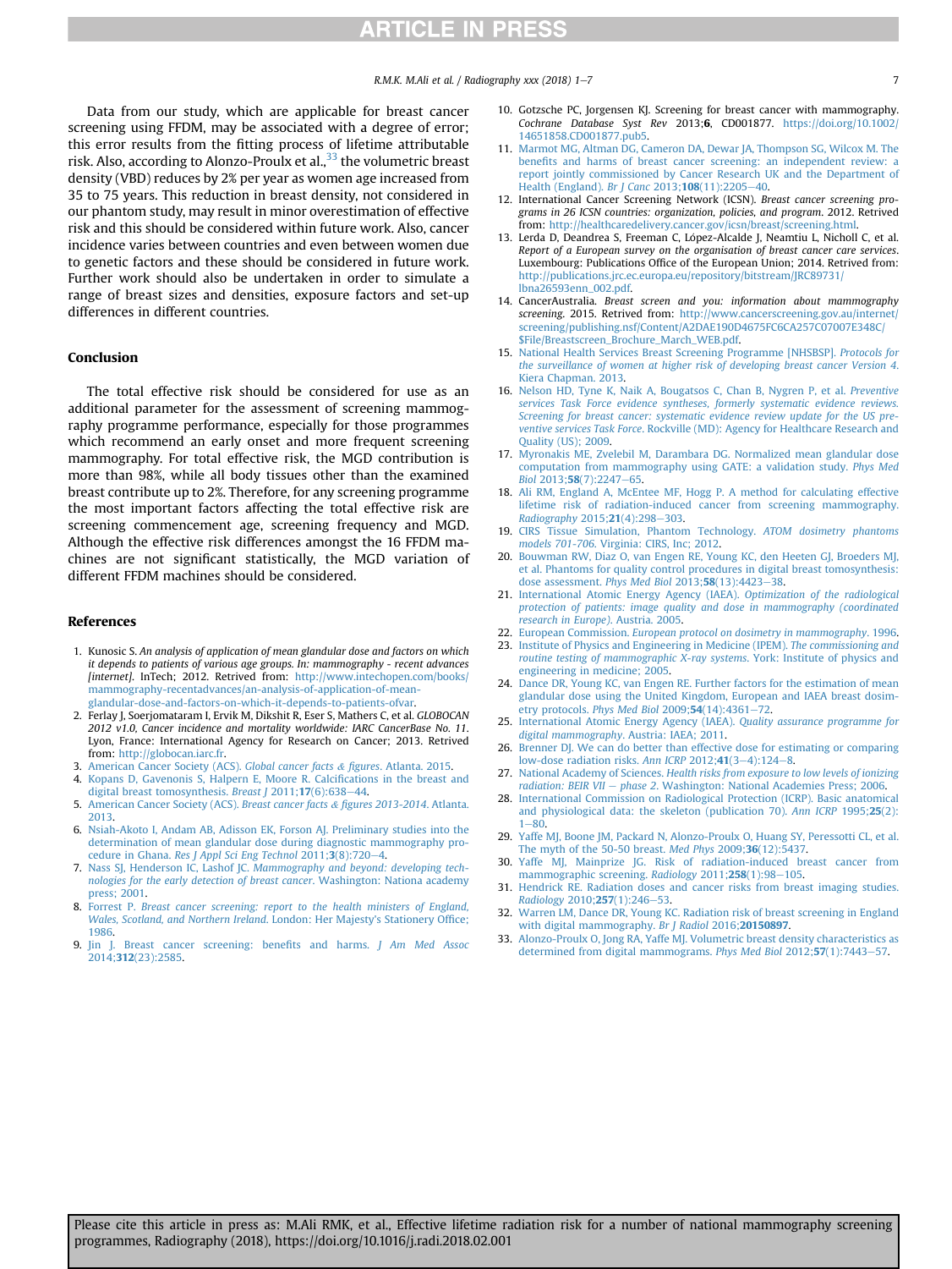Data from our study, which are applicable for breast cancer screening using FFDM, may be associated with a degree of error; this error results from the fitting process of lifetime attributable risk. Also, according to Alonzo-Proulx et al.,[33] the volumetric breast density (VBD) reduces by 2% per year as women age increased from 35 to 75 years. This reduction in breast density, not considered in our phantom study, may result in minor overestimation of effective risk and this should be considered within future work. Also, cancer incidence varies between countries and even between women due to genetic factors and these should be considered in future work. Further work should also be undertaken in order to simulate a range of breast sizes and densities, exposure factors and set-up differences in different countries.

## Conclusion

The total effective risk should be considered for use as an additional parameter for the assessment of screening mammography programme performance, especially for those programmes which recommend an early onset and more frequent screening mammography. For total effective risk, the MGD contribution is more than 98%, while all body tissues other than the examined breast contribute up to 2%. Therefore, for any screening programme the most important factors affecting the total effective risk are screening commencement age, screening frequency and MGD. Although the effective risk differences amongst the 16 FFDM machines are not significant statistically, the MGD variation of different FFDM machines should be considered.

## References

1. Kunosic S. *An analysis of application of mean glandular dose and factors on which it depends to patients of various age groups. In: mammography - recent advances [internet]*. InTech; 2012. Retrieved from: http://www.intechopen.com/books/mammography-recentadvances/an-analysis-of-application-of-mean-glandular-dose-and-factors-on-which-it-depends-to-patients-ofvar.
2. Ferlay J, Soerjomataram I, Ervik M, Dikshit R, Eser S, Mathers C, et al. *GLOBOCAN 2012 v1.0, Cancer incidence and mortality worldwide: IARC CancerBase No. 11*. Lyon, France: International Agency for Research on Cancer; 2013. Retrieved from: http://globocan.iarc.fr.
3. American Cancer Society (ACS). *Global cancer facts & figures*. Atlanta. 2015.
4. Kopans D, Gavenonis S, Halpern E, Moore R. Calcifications in the breast and digital breast tomosynthesis. *Breast J* 2011;**17**(6):638–44.
5. American Cancer Society (ACS). *Breast cancer facts & figures 2013-2014*. Atlanta. 2013.
6. Nsiah-Akoto I, Andam AB, Adisson EK, Forson AJ. Preliminary studies into the determination of mean glandular dose during diagnostic mammography procedure in Ghana. *Res J Appl Sci Eng Technol* 2011;**3**(8):720–4.
7. Nass SJ, Henderson IC, Lashof JC. *Mammography and beyond: developing technologies for the early detection of breast cancer*. Washington: Nationa academy press; 2001.
8. Forrest P. *Breast cancer screening: report to the health ministers of England, Wales, Scotland, and Northern Ireland*. London: Her Majesty's Stationery Office; 1986.
9. Jin J. Breast cancer screening: benefits and harms. *J Am Med Assoc* 2014;**312**(23):2585.
10. Gotzsche PC, Jorgensen KJ. Screening for breast cancer with mammography. *Cochrane Database Syst Rev* 2013;**6**, CD001877. https://doi.org/10.1002/14651858.CD001877.pub5.
11. Marmot MG, Altman DG, Cameron DA, Dewar JA, Thompson SG, Wilcox M. The benefits and harms of breast cancer screening: an independent review: a report jointly commissioned by Cancer Research UK and the Department of Health (England). *Br J Canc* 2013;**108**(11):2205–40.
12. International Cancer Screening Network (ICSN). *Breast cancer screening programs in 26 ICSN countries: organization, policies, and program*. 2012. Retrived from: http://healthcaredelivery.cancer.gov/icsn/breast/screening.html.
13. Lerda D, Deandrea S, Freeman C, López-Alcalde J, Neamtiu L, Nicholl C, et al. *Report of a European survey on the organisation of breast cancer care services*. Luxembourg: Publications Office of the European Union; 2014. Retrieved from: http://publications.jrc.ec.europa.eu/repository/bitstream/JRC89731/lbna26593enn_002.pdf.
14. CancerAustralia. *Breast screen and you: information about mammography screening*. 2015. Retrieved from: http://www.cancerscreening.gov.au/internet/screening/publishing.nsf/Content/A2DAE190D4675FC6CA257C07007E348C/$File/Breastscreen_Brochure_March_WEB.pdf.
15. National Health Services Breast Screening Programme [NHSBSP]. *Protocols for the surveillance of women at higher risk of developing breast cancer Version 4*. Kiera Chapman. 2013.
16. Nelson HD, Tyne K, Naik A, Bougatsos C, Chan B, Nygren P, et al. *Preventive services Task Force evidence syntheses, formerly systematic evidence reviews. Screening for breast cancer: systematic evidence review update for the US preventive services Task Force*. Rockville (MD): Agency for Healthcare Research and Quality (US); 2009.
17. Myronakis ME, Zvelebil M, Darambara DG. Normalized mean glandular dose computation from mammography using GATE: a validation study. *Phys Med Biol* 2013;**58**(7):2247–65.
18. Ali RM, England A, McEntee MF, Hogg P. A method for calculating effective lifetime risk of radiation-induced cancer from screening mammography. *Radiography* 2015;**21**(4):298–303.
19. CIRS Tissue Simulation, Phantom Technology. *ATOM dosimetry phantoms models 701-706*. Virginia: CIRS, Inc; 2012.
20. Bouwman RW, Diaz O, van Engen RE, Young KC, den Heeten GJ, Broeders MJ, et al. Phantoms for quality control procedures in digital breast tomosynthesis: dose assessment. *Phys Med Biol* 2013;**58**(13):4423–38.
21. International Atomic Energy Agency (IAEA). *Optimization of the radiological protection of patients: image quality and dose in mammography (coordinated research in Europe)*. Austria. 2005.
22. European Commission. *European protocol on dosimetry in mammography*. 1996.
23. Institute of Physics and Engineering in Medicine (IPEM). *The commissioning and routine testing of mammographic X-ray systems*. York: Institute of physics and engineering in medicine; 2005.
24. Dance DR, Young KC, van Engen RE. Further factors for the estimation of mean glandular dose using the United Kingdom, European and IAEA breast dosimetry protocols. *Phys Med Biol* 2009;**54**(14):4361–72.
25. International Atomic Energy Agency (IAEA). *Quality assurance programme for digital mammography*. Austria: IAEA; 2011.
26. Brenner DJ. We can do better than effective dose for estimating or comparing low-dose radiation risks. *Ann ICRP* 2012;**41**(3–4):124–8.
27. National Academy of Sciences. *Health risks from exposure to low levels of ionizing radiation: BEIR VII — phase 2*. Washington: National Academies Press; 2006.
28. International Commission on Radiological Protection (ICRP). Basic anatomical and physiological data: the skeleton (publication 70). *Ann ICRP* 1995;**25**(2):1–80.
29. Yaffe MJ, Boone JM, Packard N, Alonzo-Proulx O, Huang SY, Peressotti CL, et al. The myth of the 50-50 breast. *Med Phys* 2009;**36**(12):5437.
30. Yaffe MJ, Mainprize JG. Risk of radiation-induced breast cancer from mammographic screening. *Radiology* 2011;**258**(1):98–105.
31. Hendrick RE. Radiation doses and cancer risks from breast imaging studies. *Radiology* 2010;**257**(1):246–53.
32. Warren LM, Dance DR, Young KC. Radiation risk of breast screening in England with digital mammography. *Br J Radiol* 2016;**20150897**.
33. Alonzo-Proulx O, Jong RA, Yaffe MJ. Volumetric breast density characteristics as determined from digital mammograms. *Phys Med Biol* 2012;**57**(1):7443–57.

Please cite this article in press as: M.Ali RMK, et al., Effective lifetime radiation risk for a number of national mammography screening programmes, Radiography (2018), https://doi.org/10.1016/j.radi.2018.02.001